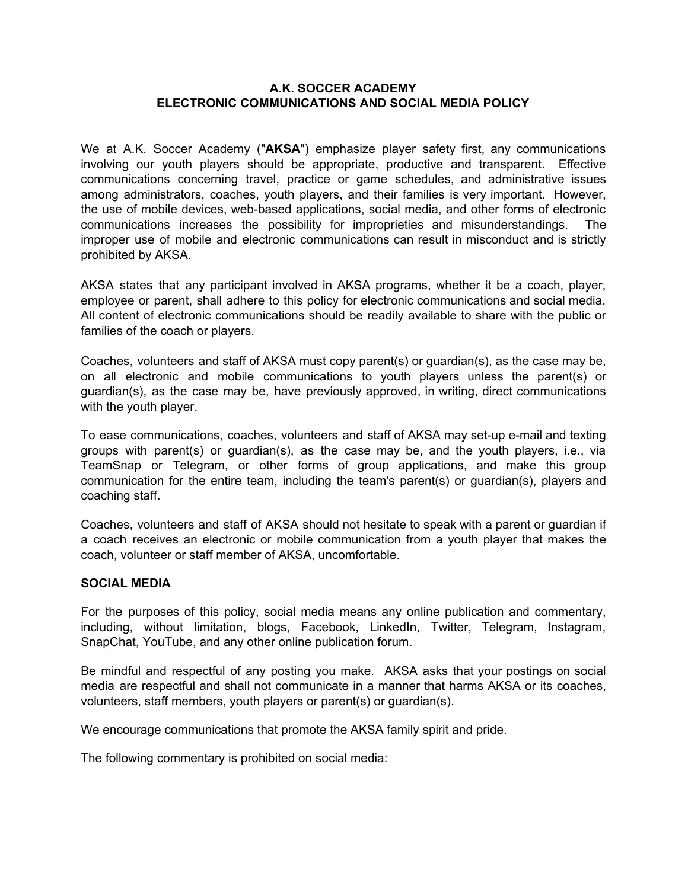# A.K. SOCCER ACADEMY
# ELECTRONIC COMMUNICATIONS AND SOCIAL MEDIA POLICY

We at A.K. Soccer Academy ("**AKSA**") emphasize player safety first, any communications involving our youth players should be appropriate, productive and transparent. Effective communications concerning travel, practice or game schedules, and administrative issues among administrators, coaches, youth players, and their families is very important. However, the use of mobile devices, web-based applications, social media, and other forms of electronic communications increases the possibility for improprieties and misunderstandings. The improper use of mobile and electronic communications can result in misconduct and is strictly prohibited by AKSA.

AKSA states that any participant involved in AKSA programs, whether it be a coach, player, employee or parent, shall adhere to this policy for electronic communications and social media. All content of electronic communications should be readily available to share with the public or families of the coach or players.

Coaches, volunteers and staff of AKSA must copy parent(s) or guardian(s), as the case may be, on all electronic and mobile communications to youth players unless the parent(s) or guardian(s), as the case may be, have previously approved, in writing, direct communications with the youth player.

To ease communications, coaches, volunteers and staff of AKSA may set-up e-mail and texting groups with parent(s) or guardian(s), as the case may be, and the youth players, i.e., via TeamSnap or Telegram, or other forms of group applications, and make this group communication for the entire team, including the team's parent(s) or guardian(s), players and coaching staff.

Coaches, volunteers and staff of AKSA should not hesitate to speak with a parent or guardian if a coach receives an electronic or mobile communication from a youth player that makes the coach, volunteer or staff member of AKSA, uncomfortable.

## SOCIAL MEDIA

For the purposes of this policy, social media means any online publication and commentary, including, without limitation, blogs, Facebook, LinkedIn, Twitter, Telegram, Instagram, SnapChat, YouTube, and any other online publication forum.

Be mindful and respectful of any posting you make. AKSA asks that your postings on social media are respectful and shall not communicate in a manner that harms AKSA or its coaches, volunteers, staff members, youth players or parent(s) or guardian(s).

We encourage communications that promote the AKSA family spirit and pride.

The following commentary is prohibited on social media: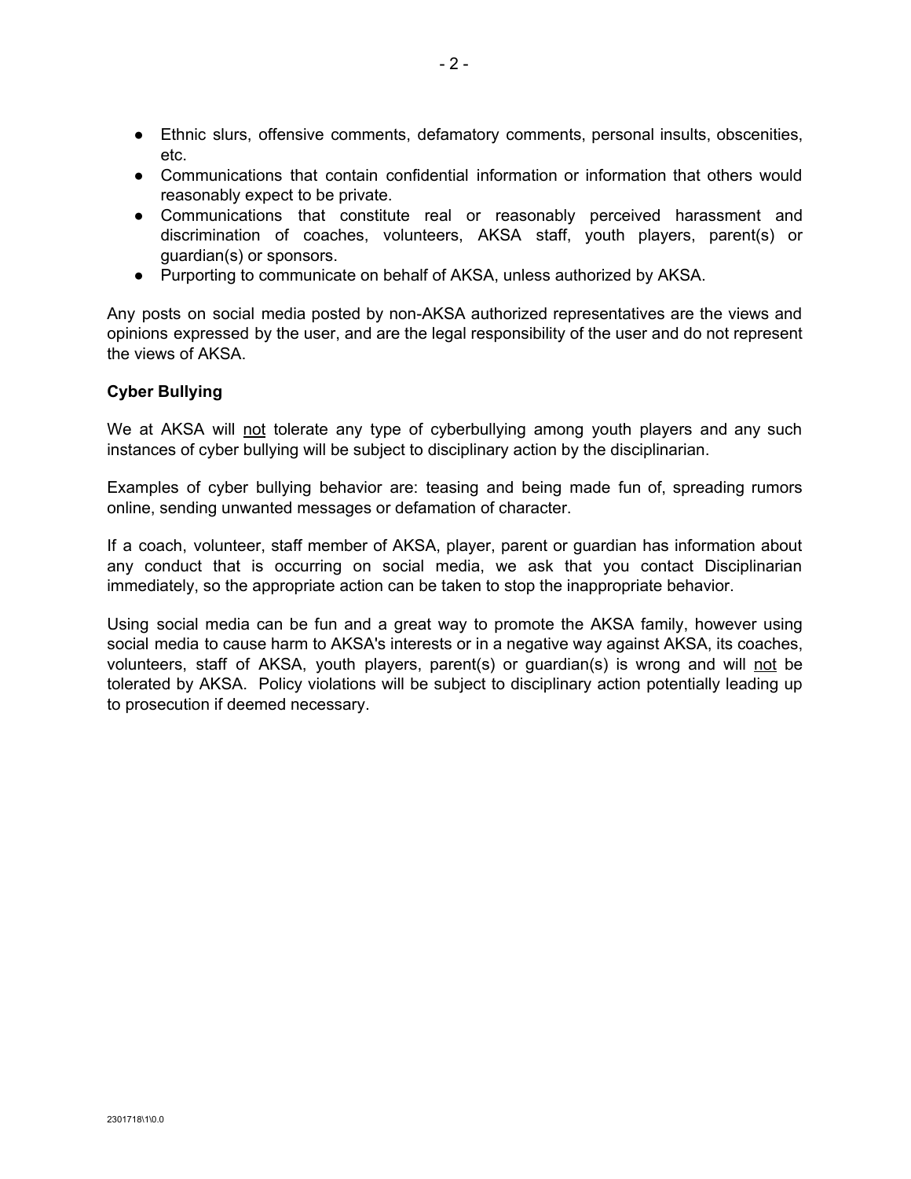- Ethnic slurs, offensive comments, defamatory comments, personal insults, obscenities, etc.
- Communications that contain confidential information or information that others would reasonably expect to be private.
- Communications that constitute real or reasonably perceived harassment and discrimination of coaches, volunteers, AKSA staff, youth players, parent(s) or guardian(s) or sponsors.
- Purporting to communicate on behalf of AKSA, unless authorized by AKSA.

Any posts on social media posted by non-AKSA authorized representatives are the views and opinions expressed by the user, and are the legal responsibility of the user and do not represent the views of AKSA.

**Cyber Bullying**

We at AKSA will not tolerate any type of cyberbullying among youth players and any such instances of cyber bullying will be subject to disciplinary action by the disciplinarian.

Examples of cyber bullying behavior are: teasing and being made fun of, spreading rumors online, sending unwanted messages or defamation of character.

If a coach, volunteer, staff member of AKSA, player, parent or guardian has information about any conduct that is occurring on social media, we ask that you contact Disciplinarian immediately, so the appropriate action can be taken to stop the inappropriate behavior.

Using social media can be fun and a great way to promote the AKSA family, however using social media to cause harm to AKSA's interests or in a negative way against AKSA, its coaches, volunteers, staff of AKSA, youth players, parent(s) or guardian(s) is wrong and will not be tolerated by AKSA. Policy violations will be subject to disciplinary action potentially leading up to prosecution if deemed necessary.

2301718\1\0.0